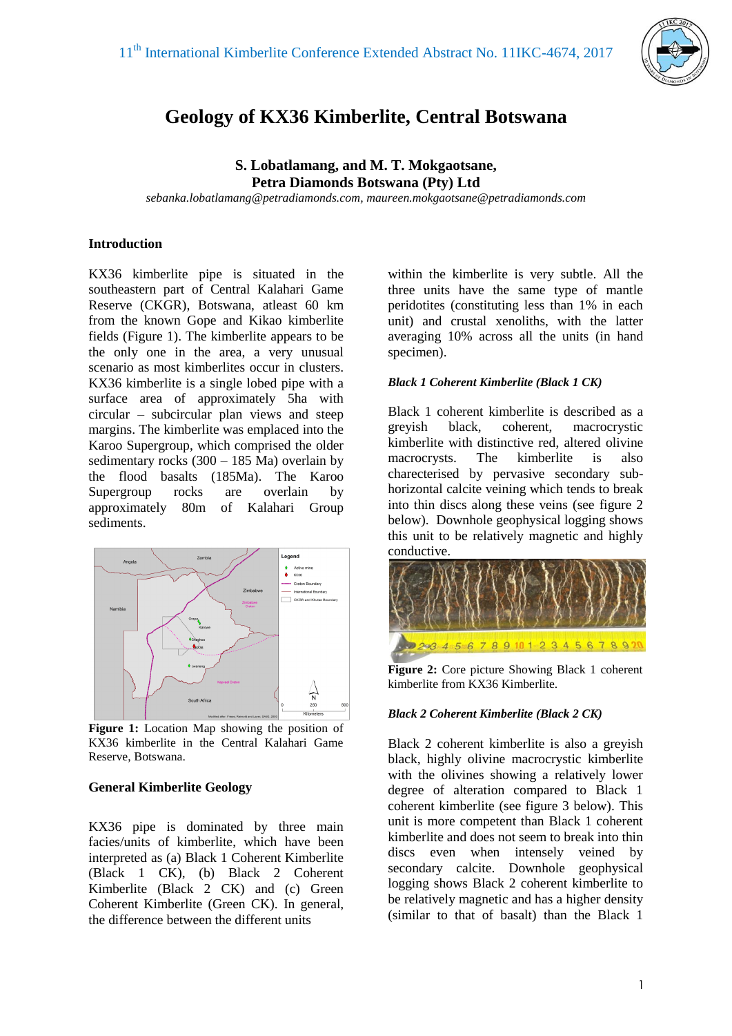# Geology of KX36 Kimberlite, Central Botswana

**S. Lobatlamang, and M. T. Mokgaotsane,**
**Petra Diamonds Botswana (Pty) Ltd**
*sebanka.lobatlamang@petradiamonds.com, maureen.mokgaotsane@petradiamonds.com*

## Introduction

KX36 kimberlite pipe is situated in the southeastern part of Central Kalahari Game Reserve (CKGR), Botswana, atleast 60 km from the known Gope and Kikao kimberlite fields (Figure 1). The kimberlite appears to be the only one in the area, a very unusual scenario as most kimberlites occur in clusters. KX36 kimberlite is a single lobed pipe with a surface area of approximately 5ha with circular – subcircular plan views and steep margins. The kimberlite was emplaced into the Karoo Supergroup, which comprised the older sedimentary rocks (300 – 185 Ma) overlain by the flood basalts (185Ma). The Karoo Supergroup rocks are overlain by approximately 80m of Kalahari Group sediments.

**Figure 1:** Location Map showing the position of KX36 kimberlite in the Central Kalahari Game Reserve, Botswana.

## General Kimberlite Geology

KX36 pipe is dominated by three main facies/units of kimberlite, which have been interpreted as (a) Black 1 Coherent Kimberlite (Black 1 CK), (b) Black 2 Coherent Kimberlite (Black 2 CK) and (c) Green Coherent Kimberlite (Green CK). In general, the difference between the different units within the kimberlite is very subtle. All the three units have the same type of mantle peridotites (constituting less than 1% in each unit) and crustal xenoliths, with the latter averaging 10% across all the units (in hand specimen).

### *Black 1 Coherent Kimberlite (Black 1 CK)*

Black 1 coherent kimberlite is described as a greyish black, coherent, macrocrystic kimberlite with distinctive red, altered olivine macrocrysts. The kimberlite is also charecterised by pervasive secondary sub-horizontal calcite veining which tends to break into thin discs along these veins (see figure 2 below). Downhole geophysical logging shows this unit to be relatively magnetic and highly conductive.

**Figure 2:** Core picture Showing Black 1 coherent kimberlite from KX36 Kimberlite.

### *Black 2 Coherent Kimberlite (Black 2 CK)*

Black 2 coherent kimberlite is also a greyish black, highly olivine macrocrystic kimberlite with the olivines showing a relatively lower degree of alteration compared to Black 1 coherent kimberlite (see figure 3 below). This unit is more competent than Black 1 coherent kimberlite and does not seem to break into thin discs even when intensely veined by secondary calcite. Downhole geophysical logging shows Black 2 coherent kimberlite to be relatively magnetic and has a higher density (similar to that of basalt) than the Black 1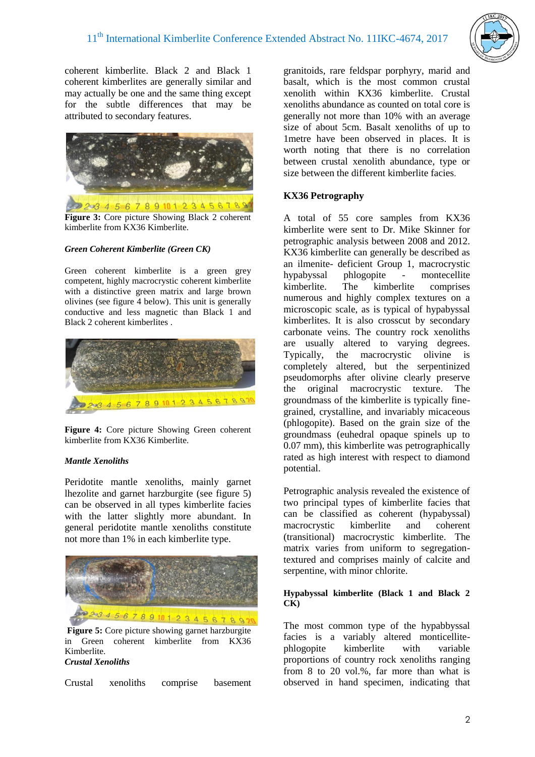coherent kimberlite. Black 2 and Black 1 coherent kimberlites are generally similar and may actually be one and the same thing except for the subtle differences that may be attributed to secondary features.

**Figure 3:** Core picture Showing Black 2 coherent kimberlite from KX36 Kimberlite.

***Green Coherent Kimberlite (Green CK)***

Green coherent kimberlite is a green grey competent, highly macrocrystic coherent kimberlite with a distinctive green matrix and large brown olivines (see figure 4 below). This unit is generally conductive and less magnetic than Black 1 and Black 2 coherent kimberlites .

**Figure 4:** Core picture Showing Green coherent kimberlite from KX36 Kimberlite.

***Mantle Xenoliths***

Peridotite mantle xenoliths, mainly garnet lhezolite and garnet harzburgite (see figure 5) can be observed in all types kimberlite facies with the latter slightly more abundant. In general peridotite mantle xenoliths constitute not more than 1% in each kimberlite type.

**Figure 5:** Core picture showing garnet harzburgite in Green coherent kimberlite from KX36 Kimberlite.

***Crustal Xenoliths***

Crustal xenoliths comprise basement granitoids, rare feldspar porphyry, marid and basalt, which is the most common crustal xenolith within KX36 kimberlite. Crustal xenoliths abundance as counted on total core is generally not more than 10% with an average size of about 5cm. Basalt xenoliths of up to 1metre have been observed in places. It is worth noting that there is no correlation between crustal xenolith abundance, type or size between the different kimberlite facies.

**KX36 Petrography**

A total of 55 core samples from KX36 kimberlite were sent to Dr. Mike Skinner for petrographic analysis between 2008 and 2012. KX36 kimberlite can generally be described as an ilmenite- deficient Group 1, macrocrystic hypabyssal phlogopite - montecellite kimberlite. The kimberlite comprises numerous and highly complex textures on a microscopic scale, as is typical of hypabyssal kimberlites. It is also crosscut by secondary carbonate veins. The country rock xenoliths are usually altered to varying degrees. Typically, the macrocrystic olivine is completely altered, but the serpentinized pseudomorphs after olivine clearly preserve the original macrocrystic texture. The groundmass of the kimberlite is typically fine-grained, crystalline, and invariably micaceous (phlogopite). Based on the grain size of the groundmass (euhedral opaque spinels up to 0.07 mm), this kimberlite was petrographically rated as high interest with respect to diamond potential.

Petrographic analysis revealed the existence of two principal types of kimberlite facies that can be classified as coherent (hypabyssal) macrocrystic kimberlite and coherent (transitional) macrocrystic kimberlite. The matrix varies from uniform to segregation-textured and comprises mainly of calcite and serpentine, with minor chlorite.

**Hypabyssal kimberlite (Black 1 and Black 2 CK)**

The most common type of the hypabbyssal facies is a variably altered monticellite-phlogopite kimberlite with variable proportions of country rock xenoliths ranging from 8 to 20 vol.%, far more than what is observed in hand specimen, indicating that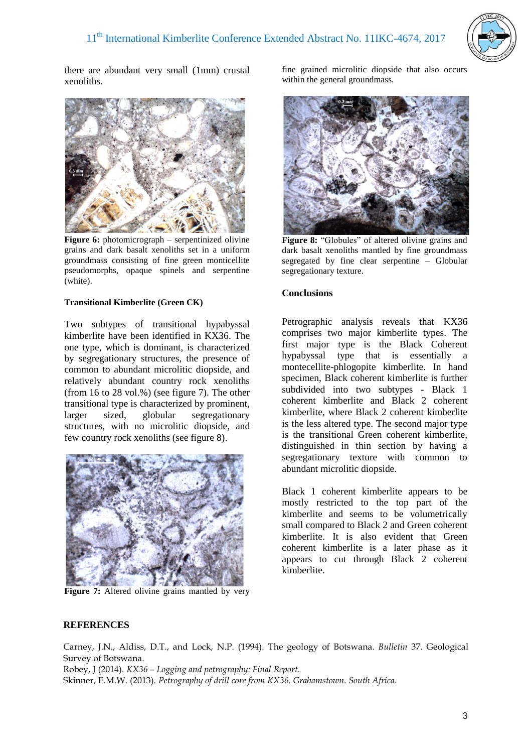there are abundant very small (1mm) crustal xenoliths.

**Figure 6:** photomicrograph – serpentinized olivine grains and dark basalt xenoliths set in a uniform groundmass consisting of fine green monticellite pseudomorphs, opaque spinels and serpentine (white).

### Transitional Kimberlite (Green CK)

Two subtypes of transitional hypabyssal kimberlite have been identified in KX36. The one type, which is dominant, is characterized by segregationary structures, the presence of common to abundant microlitic diopside, and relatively abundant country rock xenoliths (from 16 to 28 vol.%) (see figure 7). The other transitional type is characterized by prominent, larger sized, globular segregationary structures, with no microlitic diopside, and few country rock xenoliths (see figure 8).

**Figure 7:** Altered olivine grains mantled by very fine grained microlitic diopside that also occurs within the general groundmass.

**Figure 8:** "Globules" of altered olivine grains and dark basalt xenoliths mantled by fine groundmass segregated by fine clear serpentine – Globular segregationary texture.

### Conclusions

Petrographic analysis reveals that KX36 comprises two major kimberlite types. The first major type is the Black Coherent hypabyssal type that is essentially a montecellite-phlogopite kimberlite. In hand specimen, Black coherent kimberlite is further subdivided into two subtypes - Black 1 coherent kimberlite and Black 2 coherent kimberlite, where Black 2 coherent kimberlite is the less altered type. The second major type is the transitional Green coherent kimberlite, distinguished in thin section by having a segregationary texture with common to abundant microlitic diopside.

Black 1 coherent kimberlite appears to be mostly restricted to the top part of the kimberlite and seems to be volumetrically small compared to Black 2 and Green coherent kimberlite. It is also evident that Green coherent kimberlite is a later phase as it appears to cut through Black 2 coherent kimberlite.

## REFERENCES

Carney, J.N., Aldiss, D.T., and Lock, N.P. (1994). The geology of Botswana. *Bulletin* 37. Geological Survey of Botswana.

Robey, J (2014). *KX36 – Logging and petrography: Final Report.*

Skinner, E.M.W. (2013). *Petrography of drill core from KX36. Grahamstown. South Africa.*